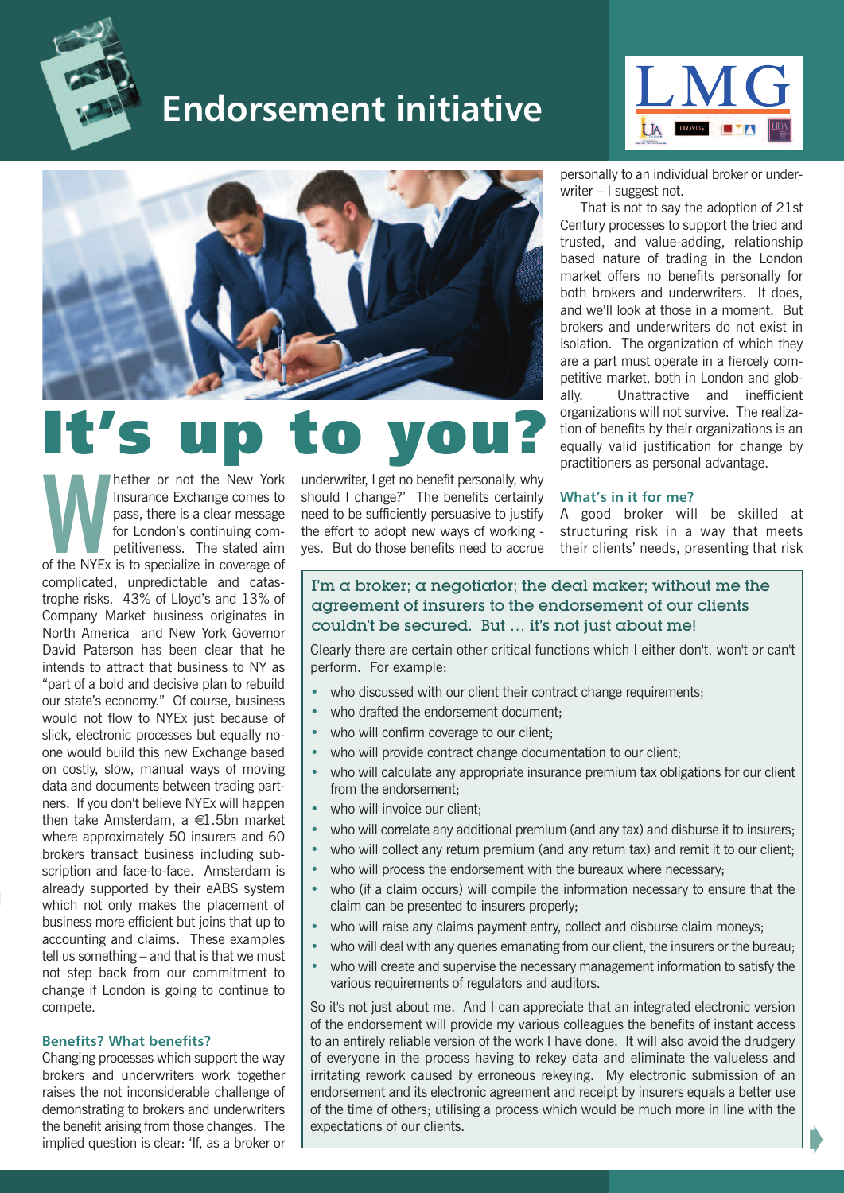# Endorsement initiative

# It's up to you?

Whether or not the New York Insurance Exchange comes to pass, there is a clear message for London's continuing competitiveness. The stated aim of the NYEx is to specialize in coverage of complicated, unpredictable and catastrophe risks. 43% of Lloyd's and 13% of Company Market business originates in North America and New York Governor David Paterson has been clear that he intends to attract that business to NY as "part of a bold and decisive plan to rebuild our state's economy." Of course, business would not flow to NYEx just because of slick, electronic processes but equally no-one would build this new Exchange based on costly, slow, manual ways of moving data and documents between trading partners. If you don't believe NYEx will happen then take Amsterdam, a €1.5bn market where approximately 50 insurers and 60 brokers transact business including subscription and face-to-face. Amsterdam is already supported by their eABS system which not only makes the placement of business more efficient but joins that up to accounting and claims. These examples tell us something – and that is that we must not step back from our commitment to change if London is going to continue to compete.

### Benefits? What benefits?

Changing processes which support the way brokers and underwriters work together raises the not inconsiderable challenge of demonstrating to brokers and underwriters the benefit arising from those changes. The implied question is clear: 'If, as a broker or underwriter, I get no benefit personally, why should I change?' The benefits certainly need to be sufficiently persuasive to justify the effort to adopt new ways of working - yes. But do those benefits need to accrue personally to an individual broker or underwriter – I suggest not.

That is not to say the adoption of 21st Century processes to support the tried and trusted, and value-adding, relationship based nature of trading in the London market offers no benefits personally for both brokers and underwriters. It does, and we'll look at those in a moment. But brokers and underwriters do not exist in isolation. The organization of which they are a part must operate in a fiercely competitive market, both in London and globally. Unattractive and inefficient organizations will not survive. The realization of benefits by their organizations is an equally valid justification for change by practitioners as personal advantage.

### What's in it for me?

A good broker will be skilled at structuring risk in a way that meets their clients' needs, presenting that risk

---

**I'm a broker; a negotiator; the deal maker; without me the agreement of insurers to the endorsement of our clients couldn't be secured. But ... it's not just about me!**

Clearly there are certain other critical functions which I either don't, won't or can't perform. For example:

- who discussed with our client their contract change requirements;
- who drafted the endorsement document;
- who will confirm coverage to our client;
- who will provide contract change documentation to our client;
- who will calculate any appropriate insurance premium tax obligations for our client from the endorsement;
- who will invoice our client;
- who will correlate any additional premium (and any tax) and disburse it to insurers;
- who will collect any return premium (and any return tax) and remit it to our client;
- who will process the endorsement with the bureaux where necessary;
- who (if a claim occurs) will compile the information necessary to ensure that the claim can be presented to insurers properly;
- who will raise any claims payment entry, collect and disburse claim moneys;
- who will deal with any queries emanating from our client, the insurers or the bureau;
- who will create and supervise the necessary management information to satisfy the various requirements of regulators and auditors.

So it's not just about me. And I can appreciate that an integrated electronic version of the endorsement will provide my various colleagues the benefits of instant access to an entirely reliable version of the work I have done. It will also avoid the drudgery of everyone in the process having to rekey data and eliminate the valueless and irritating rework caused by erroneous rekeying. My electronic submission of an endorsement and its electronic agreement and receipt by insurers equals a better use of the time of others; utilising a process which would be much more in line with the expectations of our clients.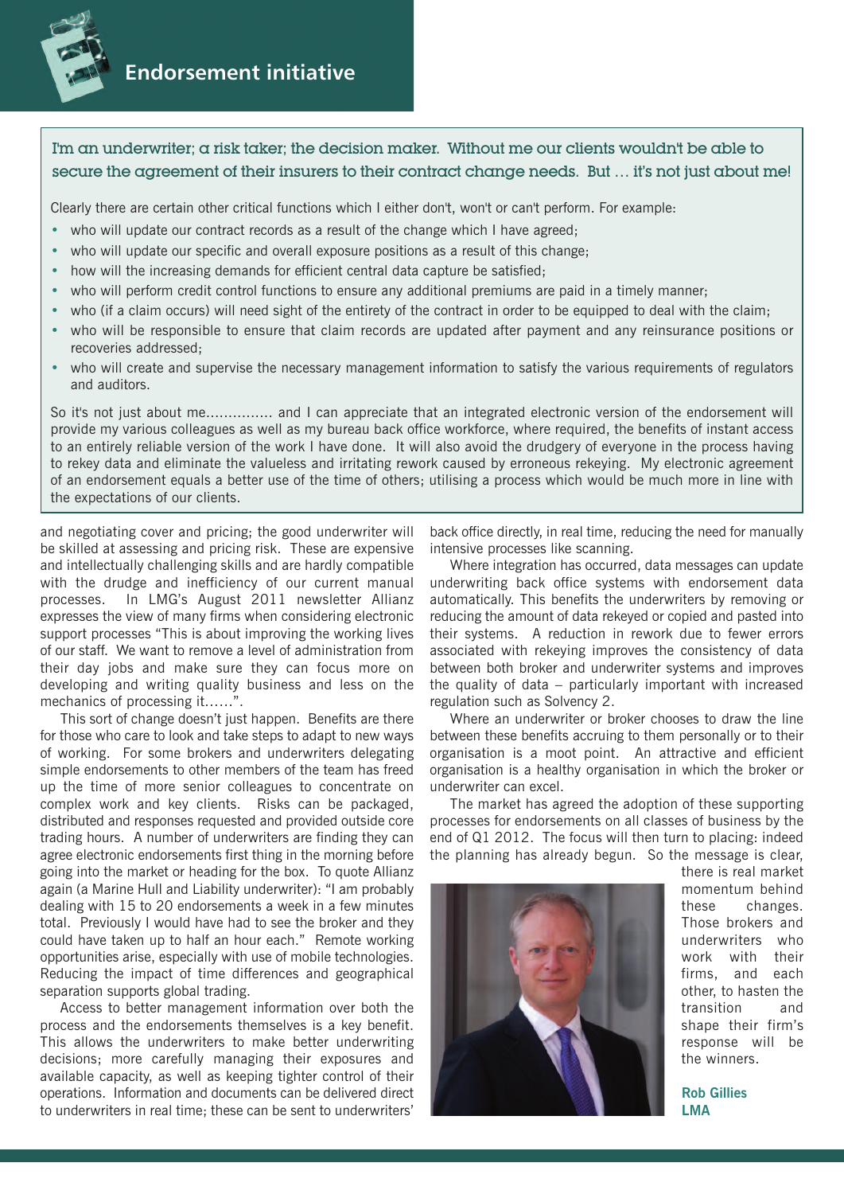# Endorsement initiative

**I'm an underwriter; a risk taker; the decision maker. Without me our clients wouldn't be able to secure the agreement of their insurers to their contract change needs. But … it's not just about me!**

Clearly there are certain other critical functions which I either don't, won't or can't perform. For example:

- who will update our contract records as a result of the change which I have agreed;
- who will update our specific and overall exposure positions as a result of this change;
- how will the increasing demands for efficient central data capture be satisfied;
- who will perform credit control functions to ensure any additional premiums are paid in a timely manner;
- who (if a claim occurs) will need sight of the entirety of the contract in order to be equipped to deal with the claim;
- who will be responsible to ensure that claim records are updated after payment and any reinsurance positions or recoveries addressed;
- who will create and supervise the necessary management information to satisfy the various requirements of regulators and auditors.

So it's not just about me............... and I can appreciate that an integrated electronic version of the endorsement will provide my various colleagues as well as my bureau back office workforce, where required, the benefits of instant access to an entirely reliable version of the work I have done. It will also avoid the drudgery of everyone in the process having to rekey data and eliminate the valueless and irritating rework caused by erroneous rekeying. My electronic agreement of an endorsement equals a better use of the time of others; utilising a process which would be much more in line with the expectations of our clients.

and negotiating cover and pricing; the good underwriter will be skilled at assessing and pricing risk. These are expensive and intellectually challenging skills and are hardly compatible with the drudge and inefficiency of our current manual processes. In LMG's August 2011 newsletter Allianz expresses the view of many firms when considering electronic support processes "This is about improving the working lives of our staff. We want to remove a level of administration from their day jobs and make sure they can focus more on developing and writing quality business and less on the mechanics of processing it……".

This sort of change doesn't just happen. Benefits are there for those who care to look and take steps to adapt to new ways of working. For some brokers and underwriters delegating simple endorsements to other members of the team has freed up the time of more senior colleagues to concentrate on complex work and key clients. Risks can be packaged, distributed and responses requested and provided outside core trading hours. A number of underwriters are finding they can agree electronic endorsements first thing in the morning before going into the market or heading for the box. To quote Allianz again (a Marine Hull and Liability underwriter): "I am probably dealing with 15 to 20 endorsements a week in a few minutes total. Previously I would have had to see the broker and they could have taken up to half an hour each." Remote working opportunities arise, especially with use of mobile technologies. Reducing the impact of time differences and geographical separation supports global trading.

Access to better management information over both the process and the endorsements themselves is a key benefit. This allows the underwriters to make better underwriting decisions; more carefully managing their exposures and available capacity, as well as keeping tighter control of their operations. Information and documents can be delivered direct to underwriters in real time; these can be sent to underwriters' back office directly, in real time, reducing the need for manually intensive processes like scanning.

Where integration has occurred, data messages can update underwriting back office systems with endorsement data automatically. This benefits the underwriters by removing or reducing the amount of data rekeyed or copied and pasted into their systems. A reduction in rework due to fewer errors associated with rekeying improves the consistency of data between both broker and underwriter systems and improves the quality of data – particularly important with increased regulation such as Solvency 2.

Where an underwriter or broker chooses to draw the line between these benefits accruing to them personally or to their organisation is a moot point. An attractive and efficient organisation is a healthy organisation in which the broker or underwriter can excel.

The market has agreed the adoption of these supporting processes for endorsements on all classes of business by the end of Q1 2012. The focus will then turn to placing: indeed the planning has already begun. So the message is clear, there is real market momentum behind these changes. Those brokers and underwriters who work with their firms, and each other, to hasten the transition and shape their firm's response will be the winners.

**Rob Gillies**
**LMA**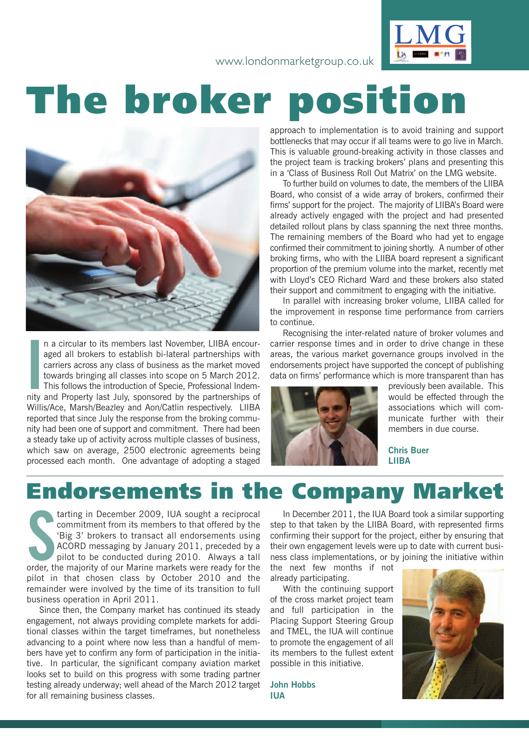# The broker position

In a circular to its members last November, LIIBA encouraged all brokers to establish bi-lateral partnerships with carriers across any class of business as the market moved towards bringing all classes into scope on 5 March 2012. This follows the introduction of Specie, Professional Indemnity and Property last July, sponsored by the partnerships of Willis/Ace, Marsh/Beazley and Aon/Catlin respectively. LIIBA reported that since July the response from the broking community had been one of support and commitment. There had been a steady take up of activity across multiple classes of business, which saw on average, 2500 electronic agreements being processed each month. One advantage of adopting a staged approach to implementation is to avoid training and support bottlenecks that may occur if all teams were to go live in March. This is valuable ground-breaking activity in those classes and the project team is tracking brokers' plans and presenting this in a 'Class of Business Roll Out Matrix' on the LMG website.

To further build on volumes to date, the members of the LIIBA Board, who consist of a wide array of brokers, confirmed their firms' support for the project. The majority of LIIBA's Board were already actively engaged with the project and had presented detailed rollout plans by class spanning the next three months. The remaining members of the Board who had yet to engage confirmed their commitment to joining shortly. A number of other broking firms, who with the LIIBA board represent a significant proportion of the premium volume into the market, recently met with Lloyd's CEO Richard Ward and these brokers also stated their support and commitment to engaging with the initiative.

In parallel with increasing broker volume, LIIBA called for the improvement in response time performance from carriers to continue.

Recognising the inter-related nature of broker volumes and carrier response times and in order to drive change in these areas, the various market governance groups involved in the endorsements project have supported the concept of publishing data on firms' performance which is more transparent than has previously been available. This would be effected through the associations which will communicate further with their members in due course.

**Chris Buer**
**LIIBA**

# Endorsements in the Company Market

Starting in December 2009, IUA sought a reciprocal commitment from its members to that offered by the 'Big 3' brokers to transact all endorsements using ACORD messaging by January 2011, preceded by a pilot to be conducted during 2010. Always a tall order, the majority of our Marine markets were ready for the pilot in that chosen class by October 2010 and the remainder were involved by the time of its transition to full business operation in April 2011.

Since then, the Company market has continued its steady engagement, not always providing complete markets for additional classes within the target timeframes, but nonetheless advancing to a point where now less than a handful of members have yet to confirm any form of participation in the initiative. In particular, the significant company aviation market looks set to build on this progress with some trading partner testing already underway; well ahead of the March 2012 target for all remaining business classes.

In December 2011, the IUA Board took a similar supporting step to that taken by the LIIBA Board, with represented firms confirming their support for the project, either by ensuring that their own engagement levels were up to date with current business class implementations, or by joining the initiative within the next few months if not already participating.

With the continuing support of the cross market project team and full participation in the Placing Support Steering Group and TMEL, the IUA will continue to promote the engagement of all its members to the fullest extent possible in this initiative.

**John Hobbs**
**IUA**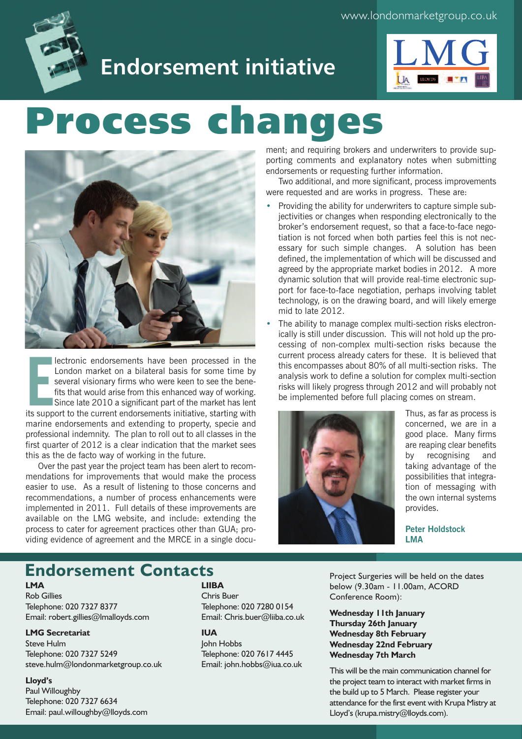# Endorsement initiative

# Process changes

Electronic endorsements have been processed in the London market on a bilateral basis for some time by several visionary firms who were keen to see the benefits that would arise from this enhanced way of working. Since late 2010 a significant part of the market has lent its support to the current endorsements initiative, starting with marine endorsements and extending to property, specie and professional indemnity. The plan to roll out to all classes in the first quarter of 2012 is a clear indication that the market sees this as the de facto way of working in the future.

Over the past year the project team has been alert to recommendations for improvements that would make the process easier to use. As a result of listening to those concerns and recommendations, a number of process enhancements were implemented in 2011. Full details of these improvements are available on the LMG website, and include: extending the process to cater for agreement practices other than GUA; providing evidence of agreement and the MRCE in a single document; and requiring brokers and underwriters to provide supporting comments and explanatory notes when submitting endorsements or requesting further information.

Two additional, and more significant, process improvements were requested and are works in progress. These are:

- Providing the ability for underwriters to capture simple subjectivities or changes when responding electronically to the broker's endorsement request, so that a face-to-face negotiation is not forced when both parties feel this is not necessary for such simple changes. A solution has been defined, the implementation of which will be discussed and agreed by the appropriate market bodies in 2012. A more dynamic solution that will provide real-time electronic support for face-to-face negotiation, perhaps involving tablet technology, is on the drawing board, and will likely emerge mid to late 2012.
- The ability to manage complex multi-section risks electronically is still under discussion. This will not hold up the processing of non-complex multi-section risks because the current process already caters for these. It is believed that this encompasses about 80% of all multi-section risks. The analysis work to define a solution for complex multi-section risks will likely progress through 2012 and will probably not be implemented before full placing comes on stream.

Thus, as far as process is concerned, we are in a good place. Many firms are reaping clear benefits by recognising and taking advantage of the possibilities that integration of messaging with the own internal systems provides.

**Peter Holdstock**
**LMA**

## Endorsement Contacts

**LMA**
Rob Gillies
Telephone: 020 7327 8377
Email: robert.gillies@lmalloyds.com

**LMG Secretariat**
Steve Hulm
Telephone: 020 7327 5249
steve.hulm@londonmarketgroup.co.uk

**Lloyd's**
Paul Willoughby
Telephone: 020 7327 6634
Email: paul.willoughby@lloyds.com

**LIIBA**
Chris Buer
Telephone: 020 7280 0154
Email: Chris.buer@liiba.co.uk

**IUA**
John Hobbs
Telephone: 020 7617 4445
Email: john.hobbs@iua.co.uk

Project Surgeries will be held on the dates below (9.30am - 11.00am, ACORD Conference Room):

**Wednesday 11th January**
**Thursday 26th January**
**Wednesday 8th February**
**Wednesday 22nd February**
**Wednesday 7th March**

This will be the main communication channel for the project team to interact with market firms in the build up to 5 March. Please register your attendance for the first event with Krupa Mistry at Lloyd's (krupa.mistry@lloyds.com).